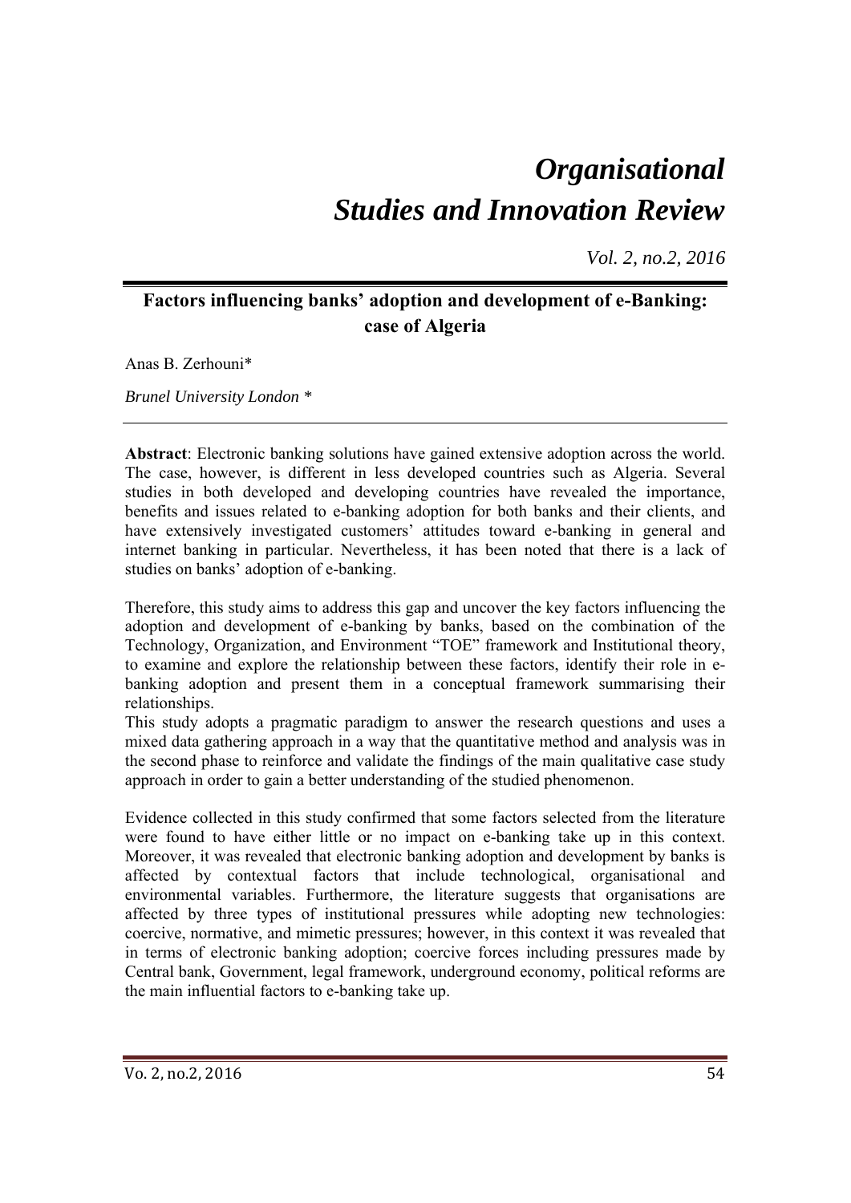# *Organisational Studies and Innovation Review*

*Vol. 2, no.2, 2016*

## Factors influencing banks' adoption and development of e-Banking: case of Algeria

Anas B. Zerhouni*

*Brunel University London **

**Abstract**: Electronic banking solutions have gained extensive adoption across the world. The case, however, is different in less developed countries such as Algeria. Several studies in both developed and developing countries have revealed the importance, benefits and issues related to e-banking adoption for both banks and their clients, and have extensively investigated customers' attitudes toward e-banking in general and internet banking in particular. Nevertheless, it has been noted that there is a lack of studies on banks' adoption of e-banking.

Therefore, this study aims to address this gap and uncover the key factors influencing the adoption and development of e-banking by banks, based on the combination of the Technology, Organization, and Environment "TOE" framework and Institutional theory, to examine and explore the relationship between these factors, identify their role in e-banking adoption and present them in a conceptual framework summarising their relationships.

This study adopts a pragmatic paradigm to answer the research questions and uses a mixed data gathering approach in a way that the quantitative method and analysis was in the second phase to reinforce and validate the findings of the main qualitative case study approach in order to gain a better understanding of the studied phenomenon.

Evidence collected in this study confirmed that some factors selected from the literature were found to have either little or no impact on e-banking take up in this context. Moreover, it was revealed that electronic banking adoption and development by banks is affected by contextual factors that include technological, organisational and environmental variables. Furthermore, the literature suggests that organisations are affected by three types of institutional pressures while adopting new technologies: coercive, normative, and mimetic pressures; however, in this context it was revealed that in terms of electronic banking adoption; coercive forces including pressures made by Central bank, Government, legal framework, underground economy, political reforms are the main influential factors to e-banking take up.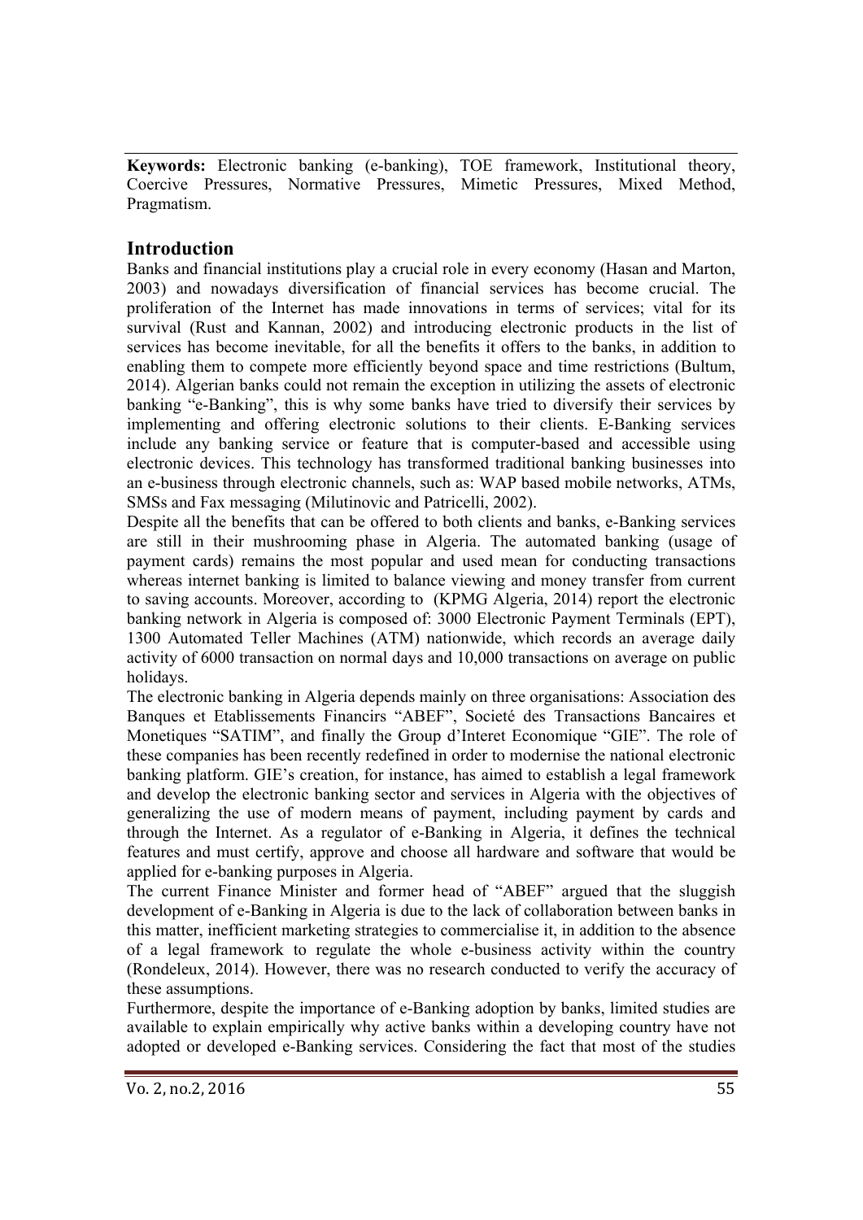**Keywords:** Electronic banking (e-banking), TOE framework, Institutional theory, Coercive Pressures, Normative Pressures, Mimetic Pressures, Mixed Method, Pragmatism.

## Introduction

Banks and financial institutions play a crucial role in every economy (Hasan and Marton, 2003) and nowadays diversification of financial services has become crucial. The proliferation of the Internet has made innovations in terms of services; vital for its survival (Rust and Kannan, 2002) and introducing electronic products in the list of services has become inevitable, for all the benefits it offers to the banks, in addition to enabling them to compete more efficiently beyond space and time restrictions (Bultum, 2014). Algerian banks could not remain the exception in utilizing the assets of electronic banking "e-Banking", this is why some banks have tried to diversify their services by implementing and offering electronic solutions to their clients. E-Banking services include any banking service or feature that is computer-based and accessible using electronic devices. This technology has transformed traditional banking businesses into an e-business through electronic channels, such as: WAP based mobile networks, ATMs, SMSs and Fax messaging (Milutinovic and Patricelli, 2002).

Despite all the benefits that can be offered to both clients and banks, e-Banking services are still in their mushrooming phase in Algeria. The automated banking (usage of payment cards) remains the most popular and used mean for conducting transactions whereas internet banking is limited to balance viewing and money transfer from current to saving accounts. Moreover, according to (KPMG Algeria, 2014) report the electronic banking network in Algeria is composed of: 3000 Electronic Payment Terminals (EPT), 1300 Automated Teller Machines (ATM) nationwide, which records an average daily activity of 6000 transaction on normal days and 10,000 transactions on average on public holidays.

The electronic banking in Algeria depends mainly on three organisations: Association des Banques et Etablissements Financirs "ABEF", Societé des Transactions Bancaires et Monetiques "SATIM", and finally the Group d'Interet Economique "GIE". The role of these companies has been recently redefined in order to modernise the national electronic banking platform. GIE's creation, for instance, has aimed to establish a legal framework and develop the electronic banking sector and services in Algeria with the objectives of generalizing the use of modern means of payment, including payment by cards and through the Internet. As a regulator of e-Banking in Algeria, it defines the technical features and must certify, approve and choose all hardware and software that would be applied for e-banking purposes in Algeria.

The current Finance Minister and former head of "ABEF" argued that the sluggish development of e-Banking in Algeria is due to the lack of collaboration between banks in this matter, inefficient marketing strategies to commercialise it, in addition to the absence of a legal framework to regulate the whole e-business activity within the country (Rondeleux, 2014). However, there was no research conducted to verify the accuracy of these assumptions.

Furthermore, despite the importance of e-Banking adoption by banks, limited studies are available to explain empirically why active banks within a developing country have not adopted or developed e-Banking services. Considering the fact that most of the studies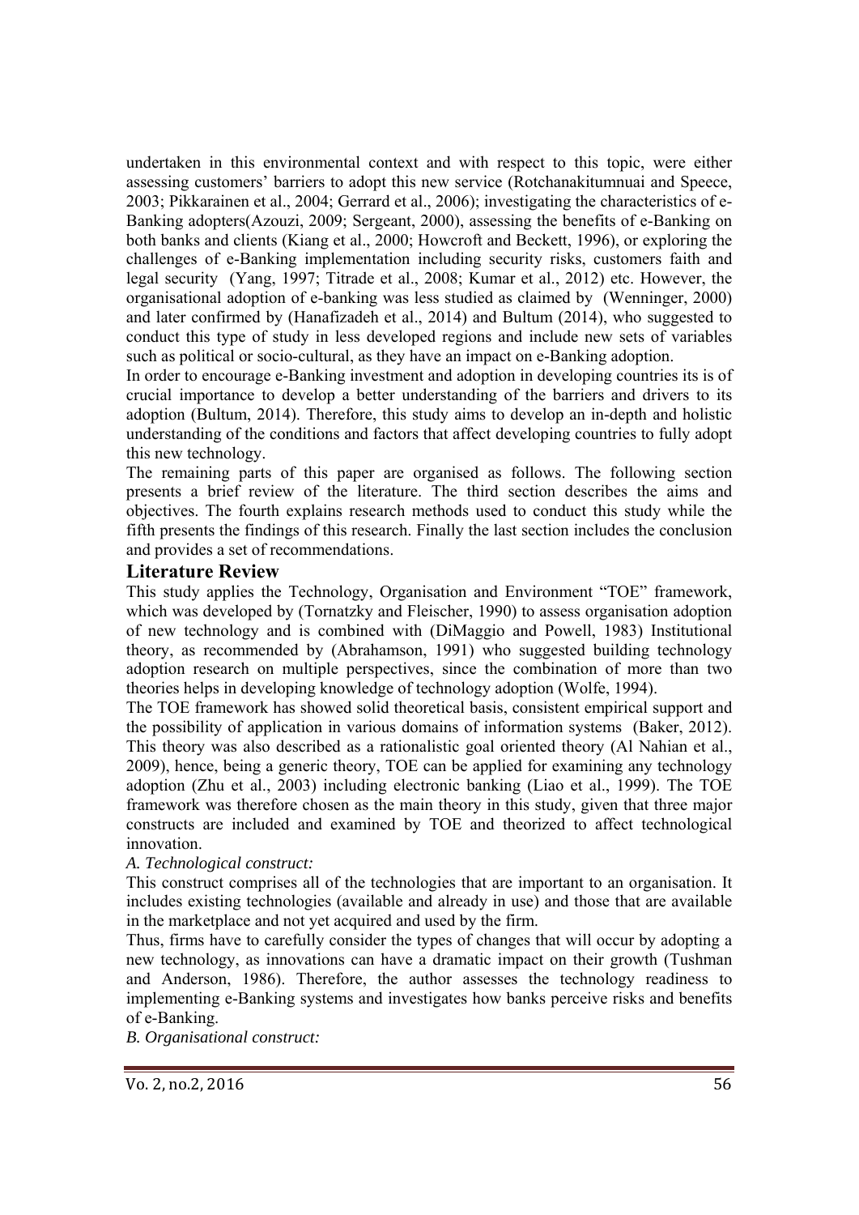undertaken in this environmental context and with respect to this topic, were either assessing customers' barriers to adopt this new service (Rotchanakitumnuai and Speece, 2003; Pikkarainen et al., 2004; Gerrard et al., 2006); investigating the characteristics of e-Banking adopters(Azouzi, 2009; Sergeant, 2000), assessing the benefits of e-Banking on both banks and clients (Kiang et al., 2000; Howcroft and Beckett, 1996), or exploring the challenges of e-Banking implementation including security risks, customers faith and legal security (Yang, 1997; Titrade et al., 2008; Kumar et al., 2012) etc. However, the organisational adoption of e-banking was less studied as claimed by (Wenninger, 2000) and later confirmed by (Hanafizadeh et al., 2014) and Bultum (2014), who suggested to conduct this type of study in less developed regions and include new sets of variables such as political or socio-cultural, as they have an impact on e-Banking adoption.

In order to encourage e-Banking investment and adoption in developing countries its is of crucial importance to develop a better understanding of the barriers and drivers to its adoption (Bultum, 2014). Therefore, this study aims to develop an in-depth and holistic understanding of the conditions and factors that affect developing countries to fully adopt this new technology.

The remaining parts of this paper are organised as follows. The following section presents a brief review of the literature. The third section describes the aims and objectives. The fourth explains research methods used to conduct this study while the fifth presents the findings of this research. Finally the last section includes the conclusion and provides a set of recommendations.

## Literature Review

This study applies the Technology, Organisation and Environment "TOE" framework, which was developed by (Tornatzky and Fleischer, 1990) to assess organisation adoption of new technology and is combined with (DiMaggio and Powell, 1983) Institutional theory, as recommended by (Abrahamson, 1991) who suggested building technology adoption research on multiple perspectives, since the combination of more than two theories helps in developing knowledge of technology adoption (Wolfe, 1994).

The TOE framework has showed solid theoretical basis, consistent empirical support and the possibility of application in various domains of information systems (Baker, 2012). This theory was also described as a rationalistic goal oriented theory (Al Nahian et al., 2009), hence, being a generic theory, TOE can be applied for examining any technology adoption (Zhu et al., 2003) including electronic banking (Liao et al., 1999). The TOE framework was therefore chosen as the main theory in this study, given that three major constructs are included and examined by TOE and theorized to affect technological innovation.

*A. Technological construct:*

This construct comprises all of the technologies that are important to an organisation. It includes existing technologies (available and already in use) and those that are available in the marketplace and not yet acquired and used by the firm.

Thus, firms have to carefully consider the types of changes that will occur by adopting a new technology, as innovations can have a dramatic impact on their growth (Tushman and Anderson, 1986). Therefore, the author assesses the technology readiness to implementing e-Banking systems and investigates how banks perceive risks and benefits of e-Banking.

*B. Organisational construct:*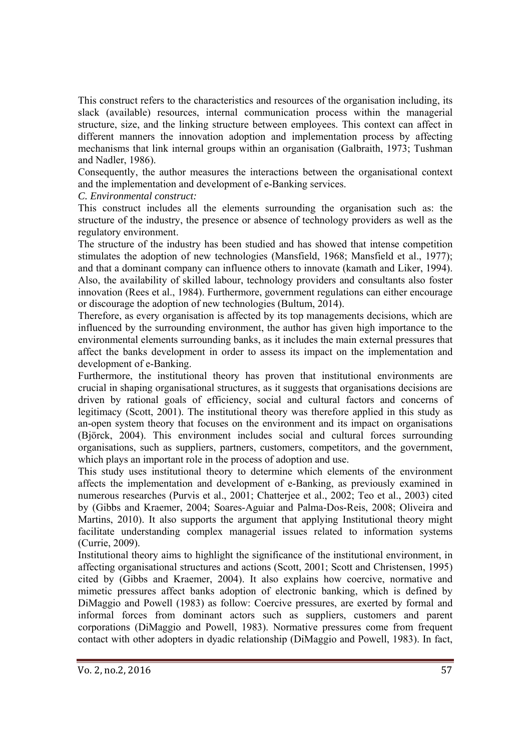This construct refers to the characteristics and resources of the organisation including, its slack (available) resources, internal communication process within the managerial structure, size, and the linking structure between employees. This context can affect in different manners the innovation adoption and implementation process by affecting mechanisms that link internal groups within an organisation (Galbraith, 1973; Tushman and Nadler, 1986).

Consequently, the author measures the interactions between the organisational context and the implementation and development of e-Banking services.

*C. Environmental construct:*

This construct includes all the elements surrounding the organisation such as: the structure of the industry, the presence or absence of technology providers as well as the regulatory environment.

The structure of the industry has been studied and has showed that intense competition stimulates the adoption of new technologies (Mansfield, 1968; Mansfield et al., 1977); and that a dominant company can influence others to innovate (kamath and Liker, 1994). Also, the availability of skilled labour, technology providers and consultants also foster innovation (Rees et al., 1984). Furthermore, government regulations can either encourage or discourage the adoption of new technologies (Bultum, 2014).

Therefore, as every organisation is affected by its top managements decisions, which are influenced by the surrounding environment, the author has given high importance to the environmental elements surrounding banks, as it includes the main external pressures that affect the banks development in order to assess its impact on the implementation and development of e-Banking.

Furthermore, the institutional theory has proven that institutional environments are crucial in shaping organisational structures, as it suggests that organisations decisions are driven by rational goals of efficiency, social and cultural factors and concerns of legitimacy (Scott, 2001). The institutional theory was therefore applied in this study as an-open system theory that focuses on the environment and its impact on organisations (Björck, 2004). This environment includes social and cultural forces surrounding organisations, such as suppliers, partners, customers, competitors, and the government, which plays an important role in the process of adoption and use.

This study uses institutional theory to determine which elements of the environment affects the implementation and development of e-Banking, as previously examined in numerous researches (Purvis et al., 2001; Chatterjee et al., 2002; Teo et al., 2003) cited by (Gibbs and Kraemer, 2004; Soares-Aguiar and Palma-Dos-Reis, 2008; Oliveira and Martins, 2010). It also supports the argument that applying Institutional theory might facilitate understanding complex managerial issues related to information systems (Currie, 2009).

Institutional theory aims to highlight the significance of the institutional environment, in affecting organisational structures and actions (Scott, 2001; Scott and Christensen, 1995) cited by (Gibbs and Kraemer, 2004). It also explains how coercive, normative and mimetic pressures affect banks adoption of electronic banking, which is defined by DiMaggio and Powell (1983) as follow: Coercive pressures, are exerted by formal and informal forces from dominant actors such as suppliers, customers and parent corporations (DiMaggio and Powell, 1983). Normative pressures come from frequent contact with other adopters in dyadic relationship (DiMaggio and Powell, 1983). In fact,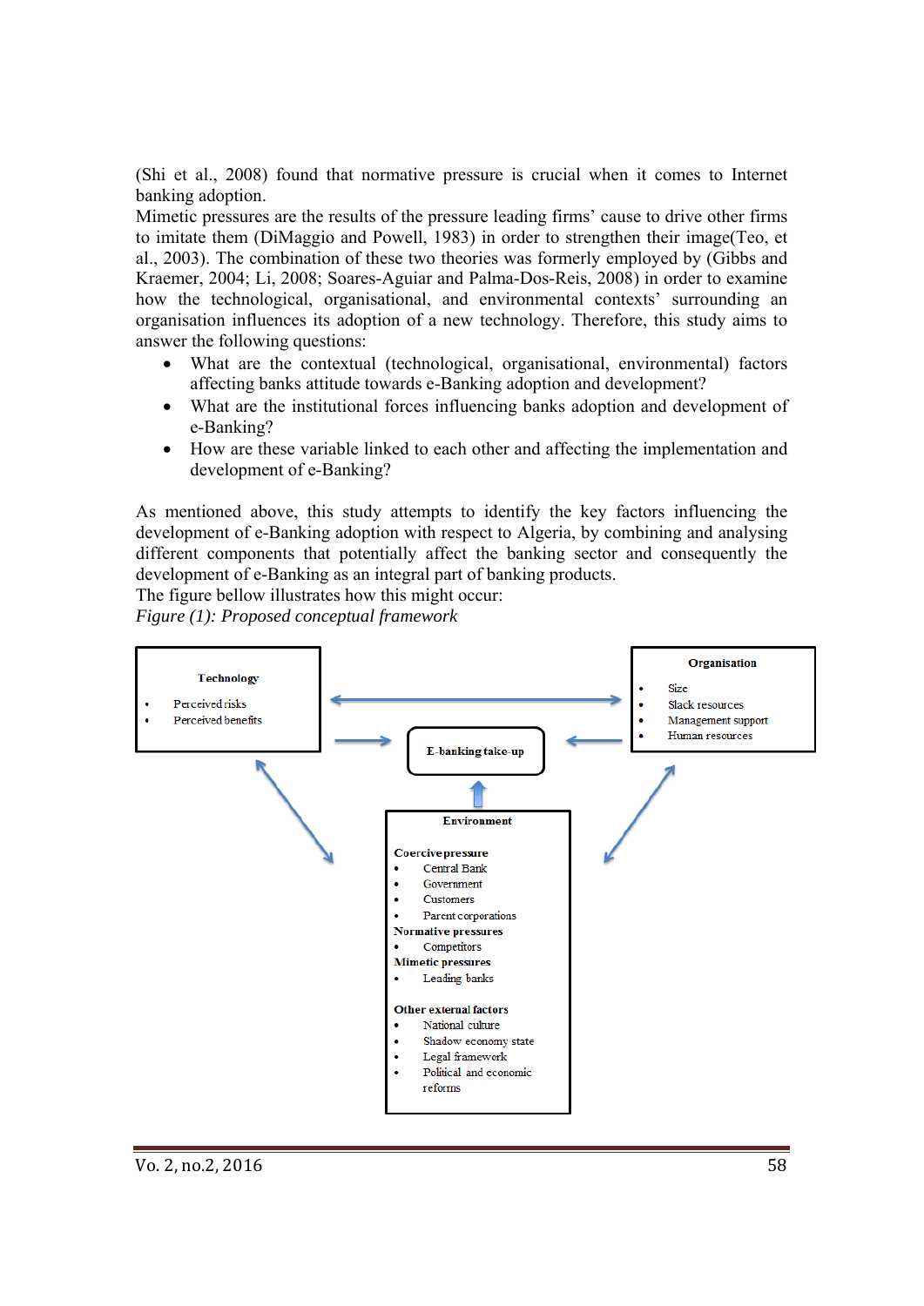(Shi et al., 2008) found that normative pressure is crucial when it comes to Internet banking adoption.

Mimetic pressures are the results of the pressure leading firms' cause to drive other firms to imitate them (DiMaggio and Powell, 1983) in order to strengthen their image(Teo, et al., 2003). The combination of these two theories was formerly employed by (Gibbs and Kraemer, 2004; Li, 2008; Soares-Aguiar and Palma-Dos-Reis, 2008) in order to examine how the technological, organisational, and environmental contexts' surrounding an organisation influences its adoption of a new technology. Therefore, this study aims to answer the following questions:

- What are the contextual (technological, organisational, environmental) factors affecting banks attitude towards e-Banking adoption and development?
- What are the institutional forces influencing banks adoption and development of e-Banking?
- How are these variable linked to each other and affecting the implementation and development of e-Banking?

As mentioned above, this study attempts to identify the key factors influencing the development of e-Banking adoption with respect to Algeria, by combining and analysing different components that potentially affect the banking sector and consequently the development of e-Banking as an integral part of banking products.

The figure bellow illustrates how this might occur:

*Figure (1): Proposed conceptual framework*

**Technology**
- Perceived risks
- Perceived benefits

**Organisation**
- Size
- Slack resources
- Management support
- Human resources

**E-banking take-up**

**Environment**

**Coercive pressure**
- Central Bank
- Government
- Customers
- Parent corporations

**Normative pressures**
- Competitors

**Mimetic pressures**
- Leading banks

**Other external factors**
- National culture
- Shadow economy state
- Legal framework
- Political and economic reforms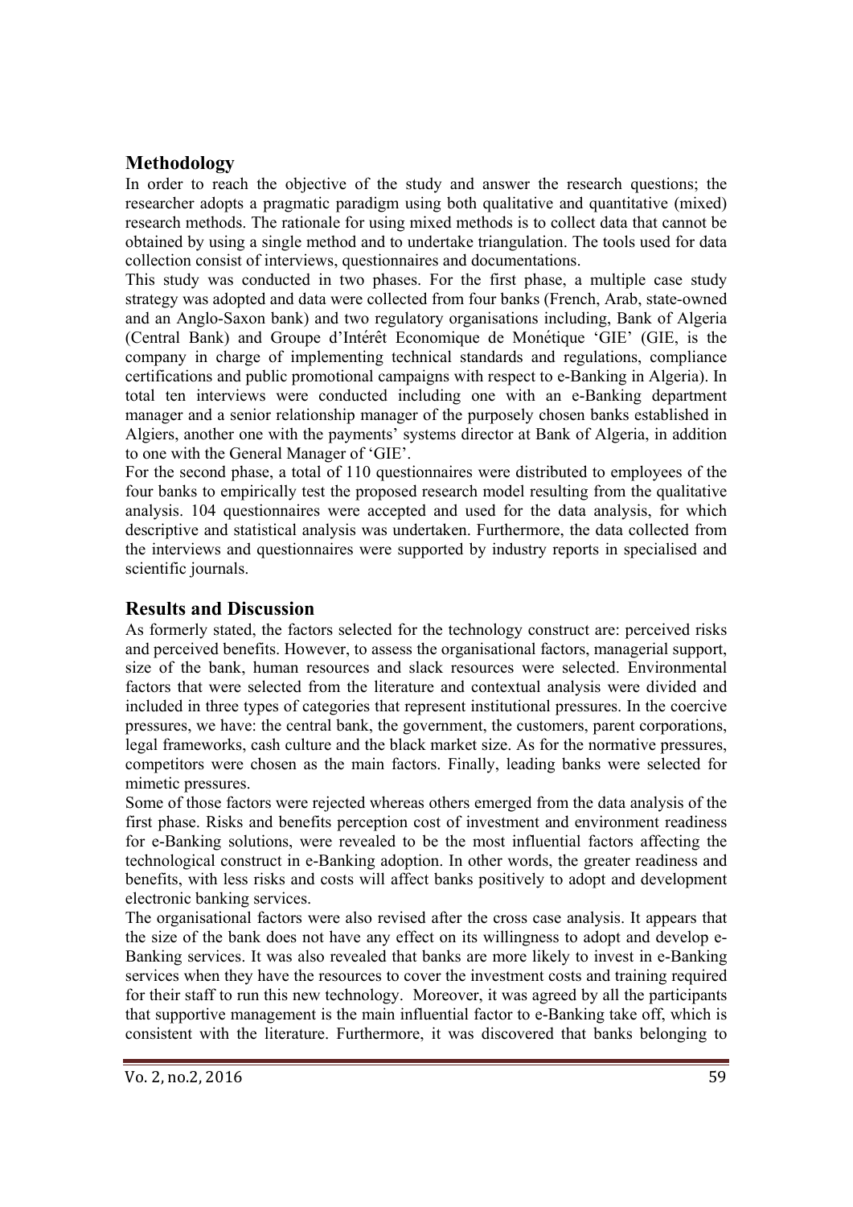## Methodology

In order to reach the objective of the study and answer the research questions; the researcher adopts a pragmatic paradigm using both qualitative and quantitative (mixed) research methods. The rationale for using mixed methods is to collect data that cannot be obtained by using a single method and to undertake triangulation. The tools used for data collection consist of interviews, questionnaires and documentations.

This study was conducted in two phases. For the first phase, a multiple case study strategy was adopted and data were collected from four banks (French, Arab, state-owned and an Anglo-Saxon bank) and two regulatory organisations including, Bank of Algeria (Central Bank) and Groupe d'Intérêt Economique de Monétique 'GIE' (GIE, is the company in charge of implementing technical standards and regulations, compliance certifications and public promotional campaigns with respect to e-Banking in Algeria). In total ten interviews were conducted including one with an e-Banking department manager and a senior relationship manager of the purposely chosen banks established in Algiers, another one with the payments' systems director at Bank of Algeria, in addition to one with the General Manager of 'GIE'.

For the second phase, a total of 110 questionnaires were distributed to employees of the four banks to empirically test the proposed research model resulting from the qualitative analysis. 104 questionnaires were accepted and used for the data analysis, for which descriptive and statistical analysis was undertaken. Furthermore, the data collected from the interviews and questionnaires were supported by industry reports in specialised and scientific journals.

## Results and Discussion

As formerly stated, the factors selected for the technology construct are: perceived risks and perceived benefits. However, to assess the organisational factors, managerial support, size of the bank, human resources and slack resources were selected. Environmental factors that were selected from the literature and contextual analysis were divided and included in three types of categories that represent institutional pressures. In the coercive pressures, we have: the central bank, the government, the customers, parent corporations, legal frameworks, cash culture and the black market size. As for the normative pressures, competitors were chosen as the main factors. Finally, leading banks were selected for mimetic pressures.

Some of those factors were rejected whereas others emerged from the data analysis of the first phase. Risks and benefits perception cost of investment and environment readiness for e-Banking solutions, were revealed to be the most influential factors affecting the technological construct in e-Banking adoption. In other words, the greater readiness and benefits, with less risks and costs will affect banks positively to adopt and development electronic banking services.

The organisational factors were also revised after the cross case analysis. It appears that the size of the bank does not have any effect on its willingness to adopt and develop e-Banking services. It was also revealed that banks are more likely to invest in e-Banking services when they have the resources to cover the investment costs and training required for their staff to run this new technology. Moreover, it was agreed by all the participants that supportive management is the main influential factor to e-Banking take off, which is consistent with the literature. Furthermore, it was discovered that banks belonging to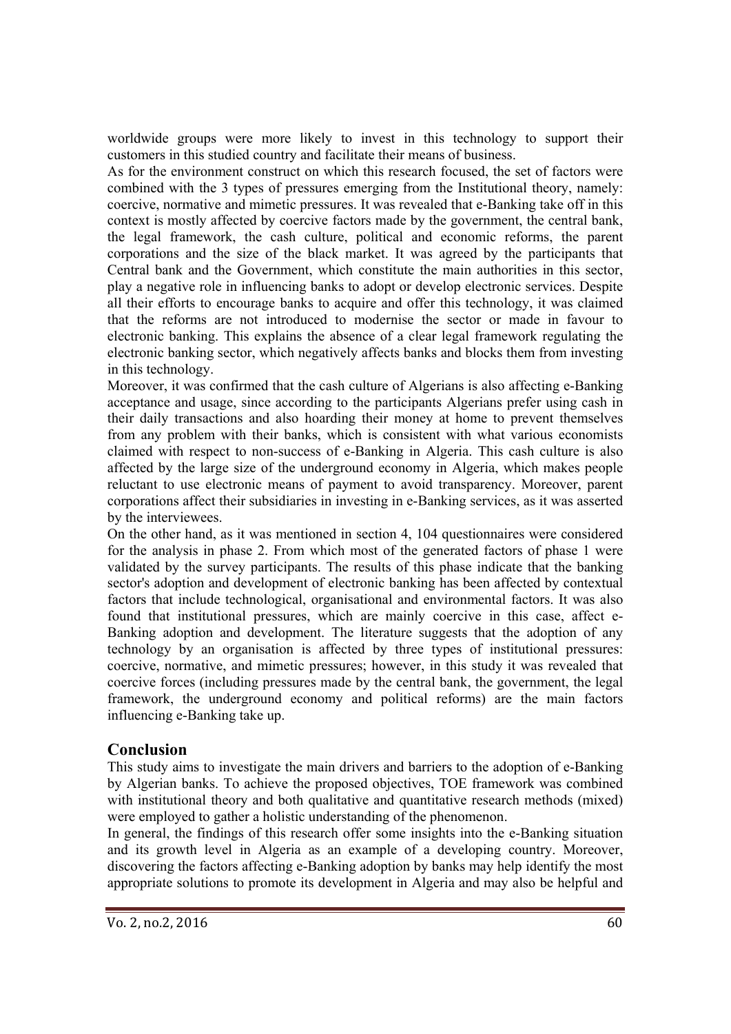worldwide groups were more likely to invest in this technology to support their customers in this studied country and facilitate their means of business.

As for the environment construct on which this research focused, the set of factors were combined with the 3 types of pressures emerging from the Institutional theory, namely: coercive, normative and mimetic pressures. It was revealed that e-Banking take off in this context is mostly affected by coercive factors made by the government, the central bank, the legal framework, the cash culture, political and economic reforms, the parent corporations and the size of the black market. It was agreed by the participants that Central bank and the Government, which constitute the main authorities in this sector, play a negative role in influencing banks to adopt or develop electronic services. Despite all their efforts to encourage banks to acquire and offer this technology, it was claimed that the reforms are not introduced to modernise the sector or made in favour to electronic banking. This explains the absence of a clear legal framework regulating the electronic banking sector, which negatively affects banks and blocks them from investing in this technology.

Moreover, it was confirmed that the cash culture of Algerians is also affecting e-Banking acceptance and usage, since according to the participants Algerians prefer using cash in their daily transactions and also hoarding their money at home to prevent themselves from any problem with their banks, which is consistent with what various economists claimed with respect to non-success of e-Banking in Algeria. This cash culture is also affected by the large size of the underground economy in Algeria, which makes people reluctant to use electronic means of payment to avoid transparency. Moreover, parent corporations affect their subsidiaries in investing in e-Banking services, as it was asserted by the interviewees.

On the other hand, as it was mentioned in section 4, 104 questionnaires were considered for the analysis in phase 2. From which most of the generated factors of phase 1 were validated by the survey participants. The results of this phase indicate that the banking sector's adoption and development of electronic banking has been affected by contextual factors that include technological, organisational and environmental factors. It was also found that institutional pressures, which are mainly coercive in this case, affect e-Banking adoption and development. The literature suggests that the adoption of any technology by an organisation is affected by three types of institutional pressures: coercive, normative, and mimetic pressures; however, in this study it was revealed that coercive forces (including pressures made by the central bank, the government, the legal framework, the underground economy and political reforms) are the main factors influencing e-Banking take up.

## Conclusion

This study aims to investigate the main drivers and barriers to the adoption of e-Banking by Algerian banks. To achieve the proposed objectives, TOE framework was combined with institutional theory and both qualitative and quantitative research methods (mixed) were employed to gather a holistic understanding of the phenomenon.

In general, the findings of this research offer some insights into the e-Banking situation and its growth level in Algeria as an example of a developing country. Moreover, discovering the factors affecting e-Banking adoption by banks may help identify the most appropriate solutions to promote its development in Algeria and may also be helpful and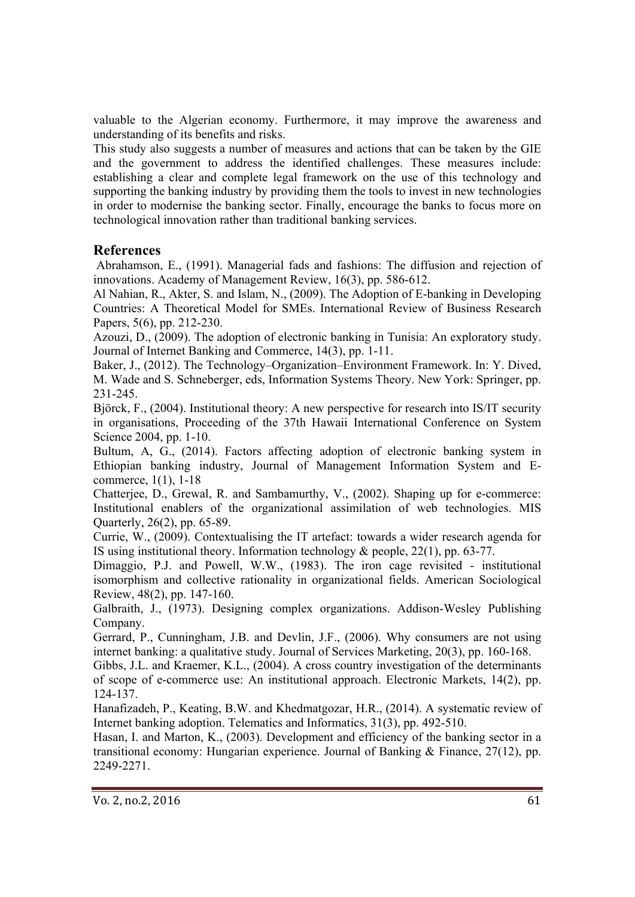valuable to the Algerian economy. Furthermore, it may improve the awareness and understanding of its benefits and risks.

This study also suggests a number of measures and actions that can be taken by the GIE and the government to address the identified challenges. These measures include: establishing a clear and complete legal framework on the use of this technology and supporting the banking industry by providing them the tools to invest in new technologies in order to modernise the banking sector. Finally, encourage the banks to focus more on technological innovation rather than traditional banking services.

## References

Abrahamson, E., (1991). Managerial fads and fashions: The diffusion and rejection of innovations. Academy of Management Review, 16(3), pp. 586-612.

Al Nahian, R., Akter, S. and Islam, N., (2009). The Adoption of E-banking in Developing Countries: A Theoretical Model for SMEs. International Review of Business Research Papers, 5(6), pp. 212-230.

Azouzi, D., (2009). The adoption of electronic banking in Tunisia: An exploratory study. Journal of Internet Banking and Commerce, 14(3), pp. 1-11.

Baker, J., (2012). The Technology–Organization–Environment Framework. In: Y. Dived, M. Wade and S. Schneberger, eds, Information Systems Theory. New York: Springer, pp. 231-245.

Björck, F., (2004). Institutional theory: A new perspective for research into IS/IT security in organisations, Proceeding of the 37th Hawaii International Conference on System Science 2004, pp. 1-10.

Bultum, A, G., (2014). Factors affecting adoption of electronic banking system in Ethiopian banking industry, Journal of Management Information System and E-commerce, 1(1), 1-18

Chatterjee, D., Grewal, R. and Sambamurthy, V., (2002). Shaping up for e-commerce: Institutional enablers of the organizational assimilation of web technologies. MIS Quarterly, 26(2), pp. 65-89.

Currie, W., (2009). Contextualising the IT artefact: towards a wider research agenda for IS using institutional theory. Information technology & people, 22(1), pp. 63-77.

Dimaggio, P.J. and Powell, W.W., (1983). The iron cage revisited - institutional isomorphism and collective rationality in organizational fields. American Sociological Review, 48(2), pp. 147-160.

Galbraith, J., (1973). Designing complex organizations. Addison-Wesley Publishing Company.

Gerrard, P., Cunningham, J.B. and Devlin, J.F., (2006). Why consumers are not using internet banking: a qualitative study. Journal of Services Marketing, 20(3), pp. 160-168.

Gibbs, J.L. and Kraemer, K.L., (2004). A cross country investigation of the determinants of scope of e-commerce use: An institutional approach. Electronic Markets, 14(2), pp. 124-137.

Hanafizadeh, P., Keating, B.W. and Khedmatgozar, H.R., (2014). A systematic review of Internet banking adoption. Telematics and Informatics, 31(3), pp. 492-510.

Hasan, I. and Marton, K., (2003). Development and efficiency of the banking sector in a transitional economy: Hungarian experience. Journal of Banking & Finance, 27(12), pp. 2249-2271.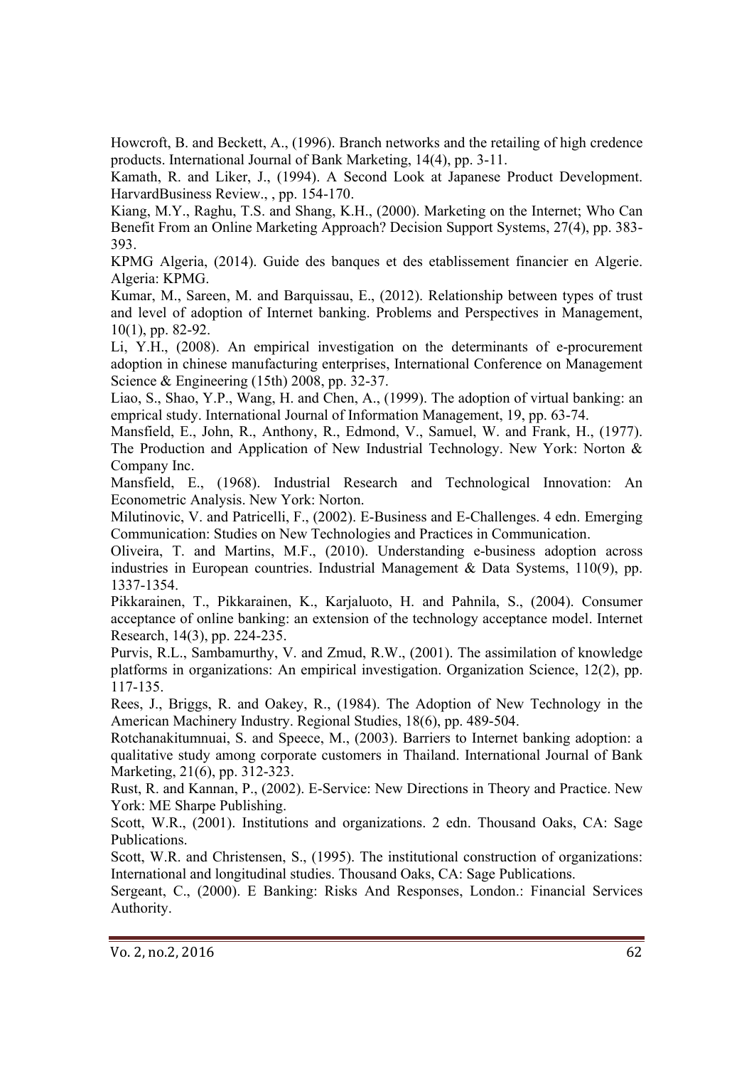Howcroft, B. and Beckett, A., (1996). Branch networks and the retailing of high credence products. International Journal of Bank Marketing, 14(4), pp. 3-11.

Kamath, R. and Liker, J., (1994). A Second Look at Japanese Product Development. HarvardBusiness Review., , pp. 154-170.

Kiang, M.Y., Raghu, T.S. and Shang, K.H., (2000). Marketing on the Internet; Who Can Benefit From an Online Marketing Approach? Decision Support Systems, 27(4), pp. 383-393.

KPMG Algeria, (2014). Guide des banques et des etablissement financier en Algerie. Algeria: KPMG.

Kumar, M., Sareen, M. and Barquissau, E., (2012). Relationship between types of trust and level of adoption of Internet banking. Problems and Perspectives in Management, 10(1), pp. 82-92.

Li, Y.H., (2008). An empirical investigation on the determinants of e-procurement adoption in chinese manufacturing enterprises, International Conference on Management Science & Engineering (15th) 2008, pp. 32-37.

Liao, S., Shao, Y.P., Wang, H. and Chen, A., (1999). The adoption of virtual banking: an emprical study. International Journal of Information Management, 19, pp. 63-74.

Mansfield, E., John, R., Anthony, R., Edmond, V., Samuel, W. and Frank, H., (1977). The Production and Application of New Industrial Technology. New York: Norton & Company Inc.

Mansfield, E., (1968). Industrial Research and Technological Innovation: An Econometric Analysis. New York: Norton.

Milutinovic, V. and Patricelli, F., (2002). E-Business and E-Challenges. 4 edn. Emerging Communication: Studies on New Technologies and Practices in Communication.

Oliveira, T. and Martins, M.F., (2010). Understanding e-business adoption across industries in European countries. Industrial Management & Data Systems, 110(9), pp. 1337-1354.

Pikkarainen, T., Pikkarainen, K., Karjaluoto, H. and Pahnila, S., (2004). Consumer acceptance of online banking: an extension of the technology acceptance model. Internet Research, 14(3), pp. 224-235.

Purvis, R.L., Sambamurthy, V. and Zmud, R.W., (2001). The assimilation of knowledge platforms in organizations: An empirical investigation. Organization Science, 12(2), pp. 117-135.

Rees, J., Briggs, R. and Oakey, R., (1984). The Adoption of New Technology in the American Machinery Industry. Regional Studies, 18(6), pp. 489-504.

Rotchanakitumnuai, S. and Speece, M., (2003). Barriers to Internet banking adoption: a qualitative study among corporate customers in Thailand. International Journal of Bank Marketing, 21(6), pp. 312-323.

Rust, R. and Kannan, P., (2002). E-Service: New Directions in Theory and Practice. New York: ME Sharpe Publishing.

Scott, W.R., (2001). Institutions and organizations. 2 edn. Thousand Oaks, CA: Sage Publications.

Scott, W.R. and Christensen, S., (1995). The institutional construction of organizations: International and longitudinal studies. Thousand Oaks, CA: Sage Publications.

Sergeant, C., (2000). E Banking: Risks And Responses, London.: Financial Services Authority.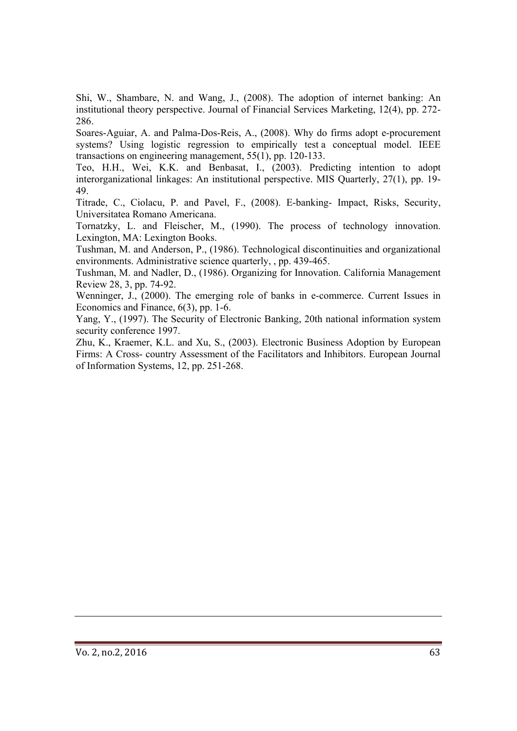Shi, W., Shambare, N. and Wang, J., (2008). The adoption of internet banking: An institutional theory perspective. Journal of Financial Services Marketing, 12(4), pp. 272-286.

Soares-Aguiar, A. and Palma-Dos-Reis, A., (2008). Why do firms adopt e-procurement systems? Using logistic regression to empirically test a conceptual model. IEEE transactions on engineering management, 55(1), pp. 120-133.

Teo, H.H., Wei, K.K. and Benbasat, I., (2003). Predicting intention to adopt interorganizational linkages: An institutional perspective. MIS Quarterly, 27(1), pp. 19-49.

Titrade, C., Ciolacu, P. and Pavel, F., (2008). E-banking- Impact, Risks, Security, Universitatea Romano Americana.

Tornatzky, L. and Fleischer, M., (1990). The process of technology innovation. Lexington, MA: Lexington Books.

Tushman, M. and Anderson, P., (1986). Technological discontinuities and organizational environments. Administrative science quarterly, , pp. 439-465.

Tushman, M. and Nadler, D., (1986). Organizing for Innovation. California Management Review 28, 3, pp. 74-92.

Wenninger, J., (2000). The emerging role of banks in e-commerce. Current Issues in Economics and Finance, 6(3), pp. 1-6.

Yang, Y., (1997). The Security of Electronic Banking, 20th national information system security conference 1997.

Zhu, K., Kraemer, K.L. and Xu, S., (2003). Electronic Business Adoption by European Firms: A Cross- country Assessment of the Facilitators and Inhibitors. European Journal of Information Systems, 12, pp. 251-268.